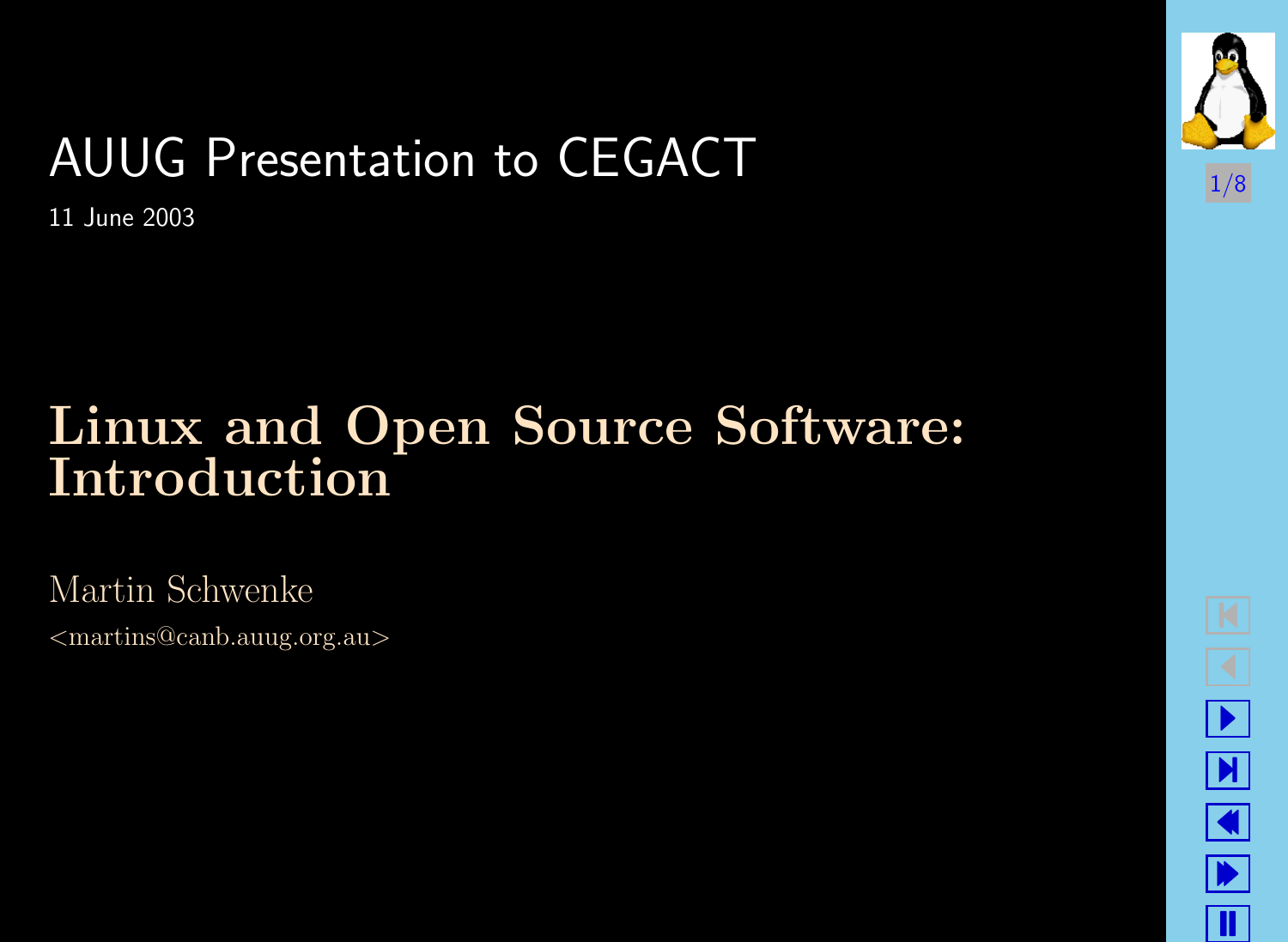AUUG Presentation to CEGACT

11 June 2003

# Linux and Open Source Software: Introduction

Martin Schwenke

<martins@canb.auug.org.au>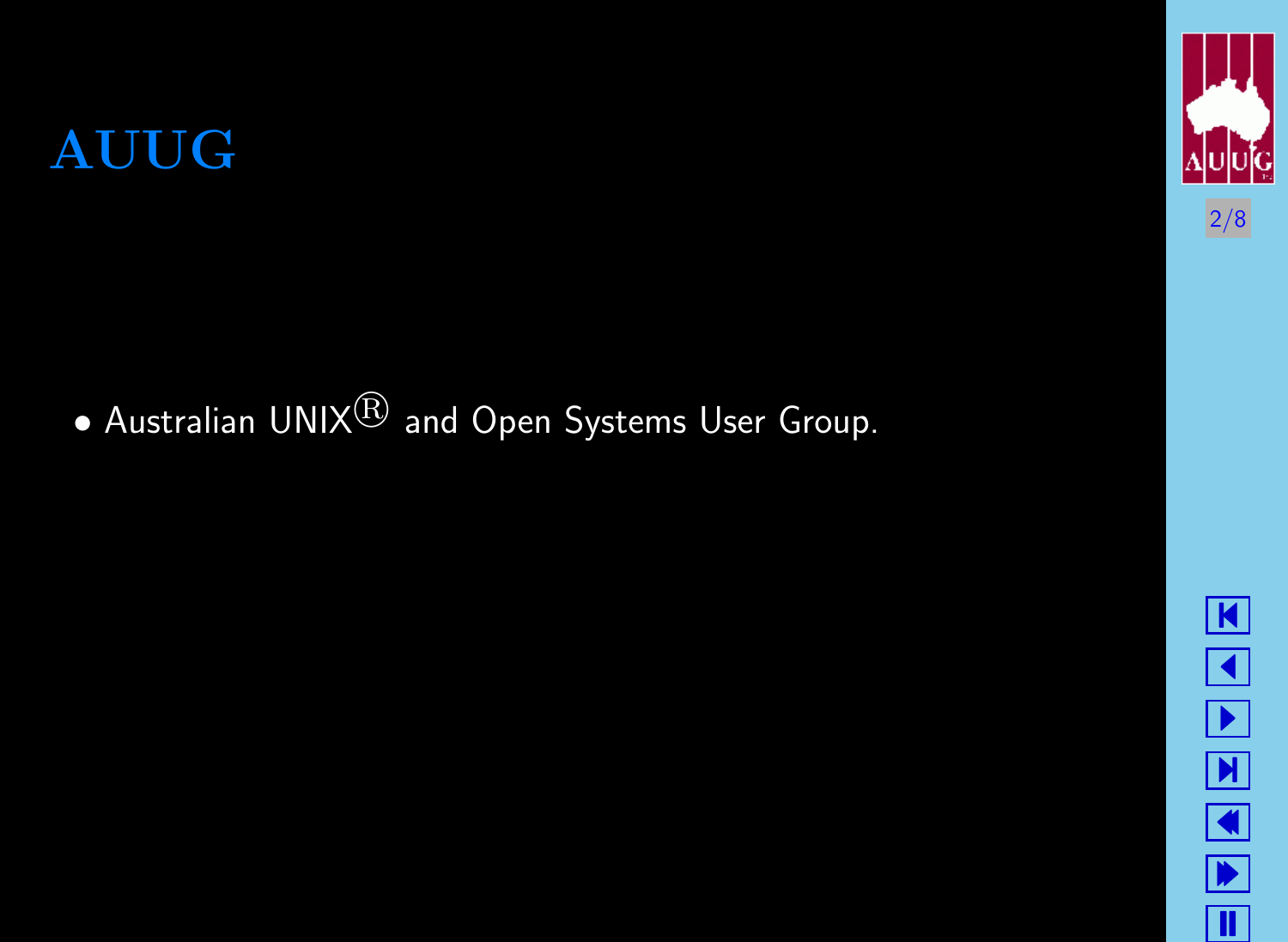# AUUG

- Australian UNIX® and Open Systems User Group.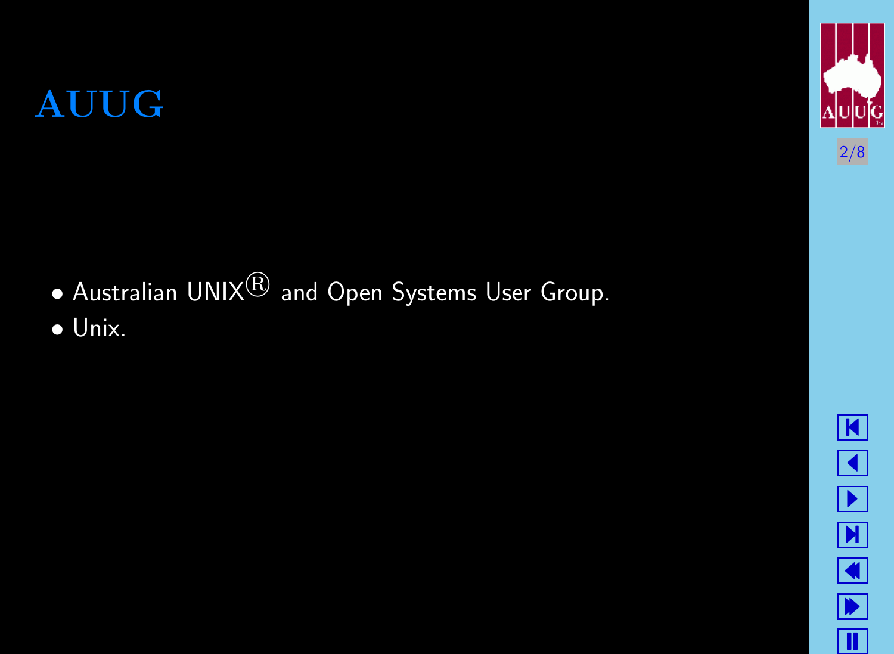# AUUG

- Australian UNIX® and Open Systems User Group.
- Unix.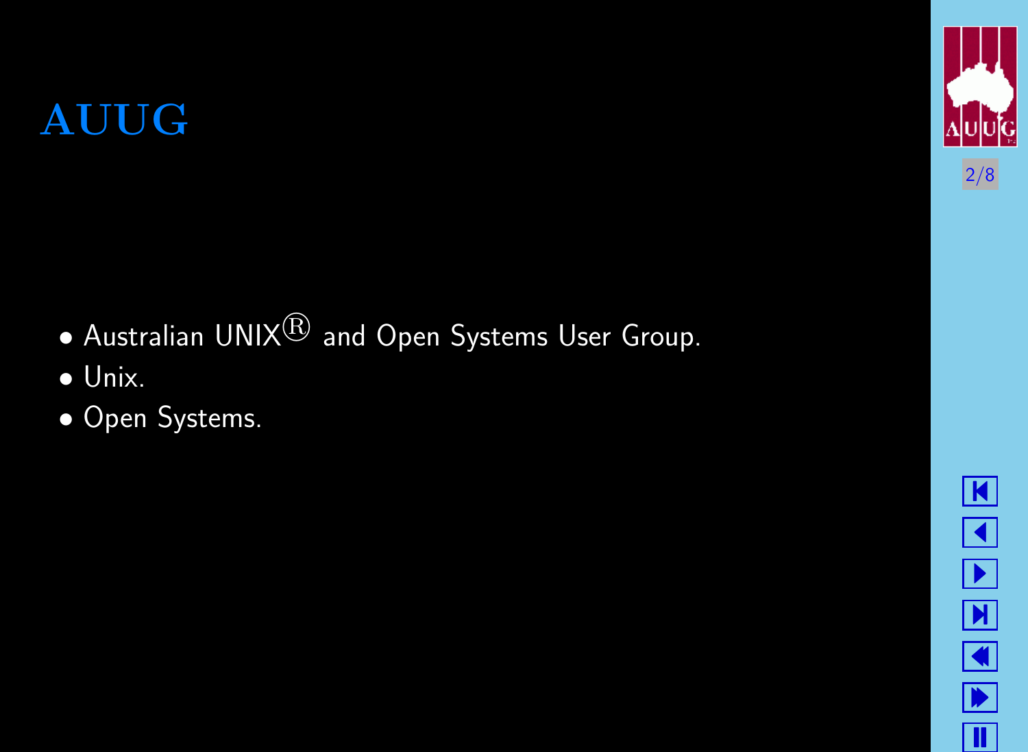# AUUG

- Australian UNIX® and Open Systems User Group.
- Unix.
- Open Systems.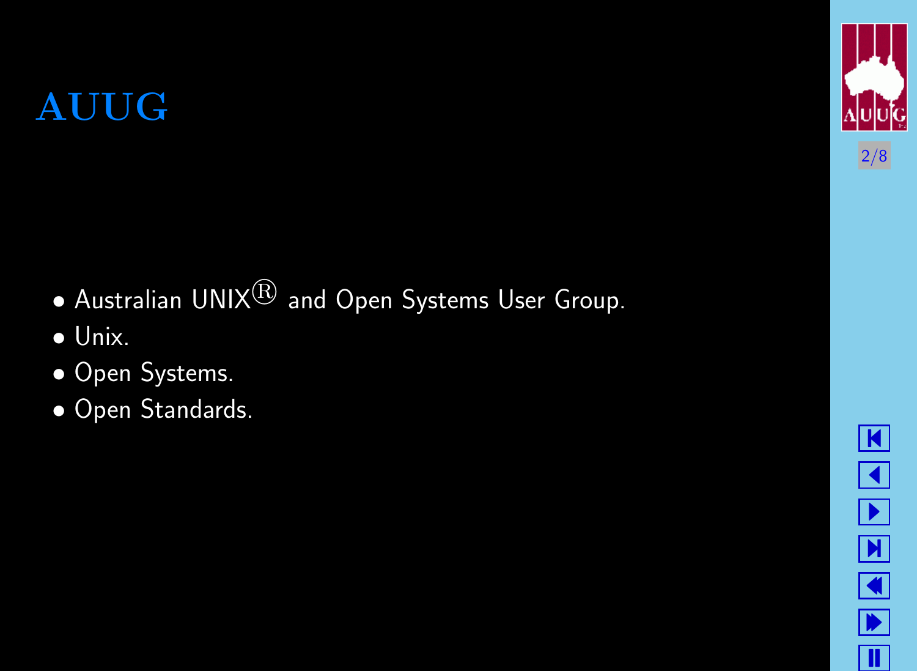# AUUG

- Australian UNIX® and Open Systems User Group.
- Unix.
- Open Systems.
- Open Standards.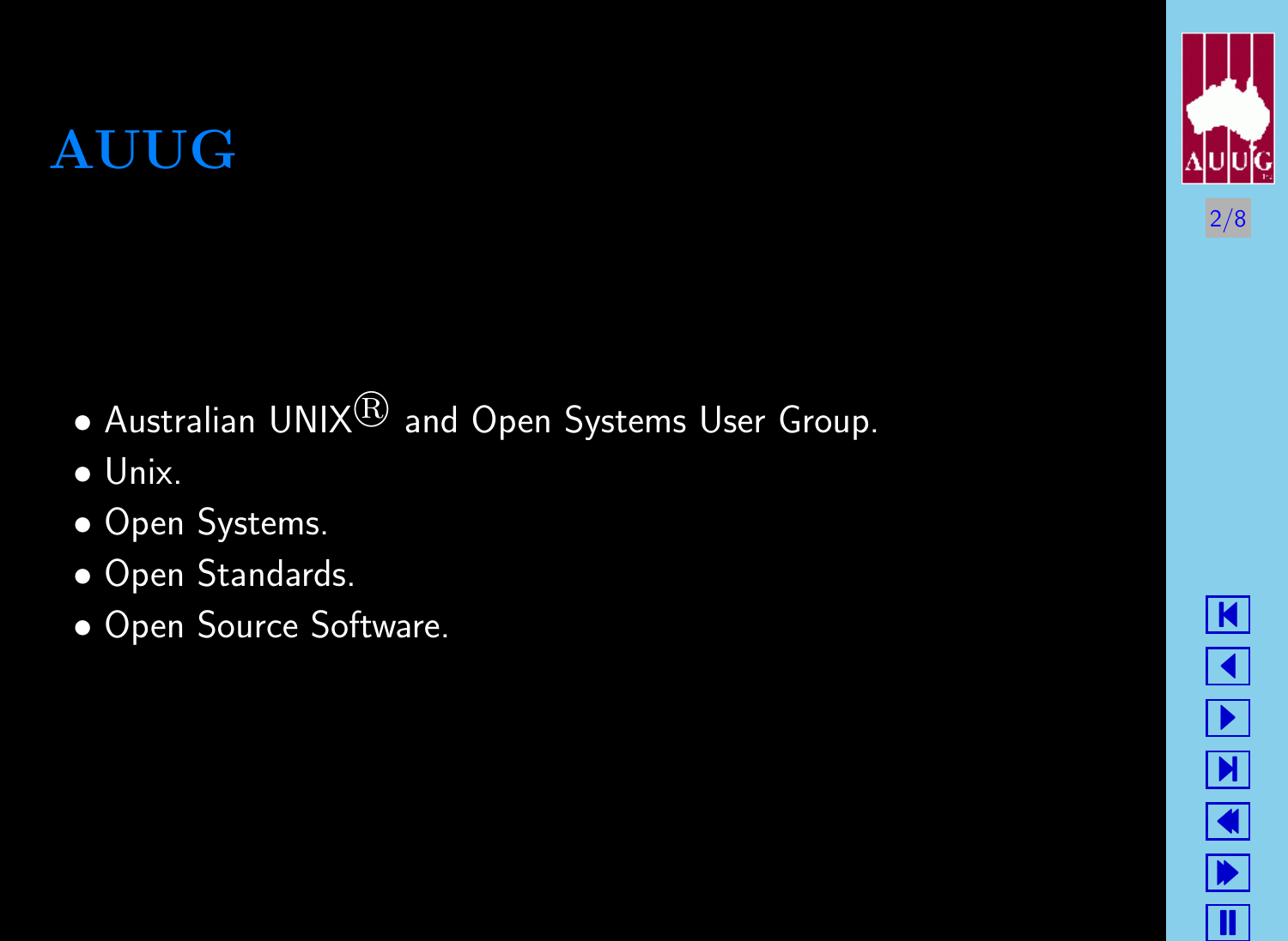# AUUG

- Australian UNIX® and Open Systems User Group.
- Unix.
- Open Systems.
- Open Standards.
- Open Source Software.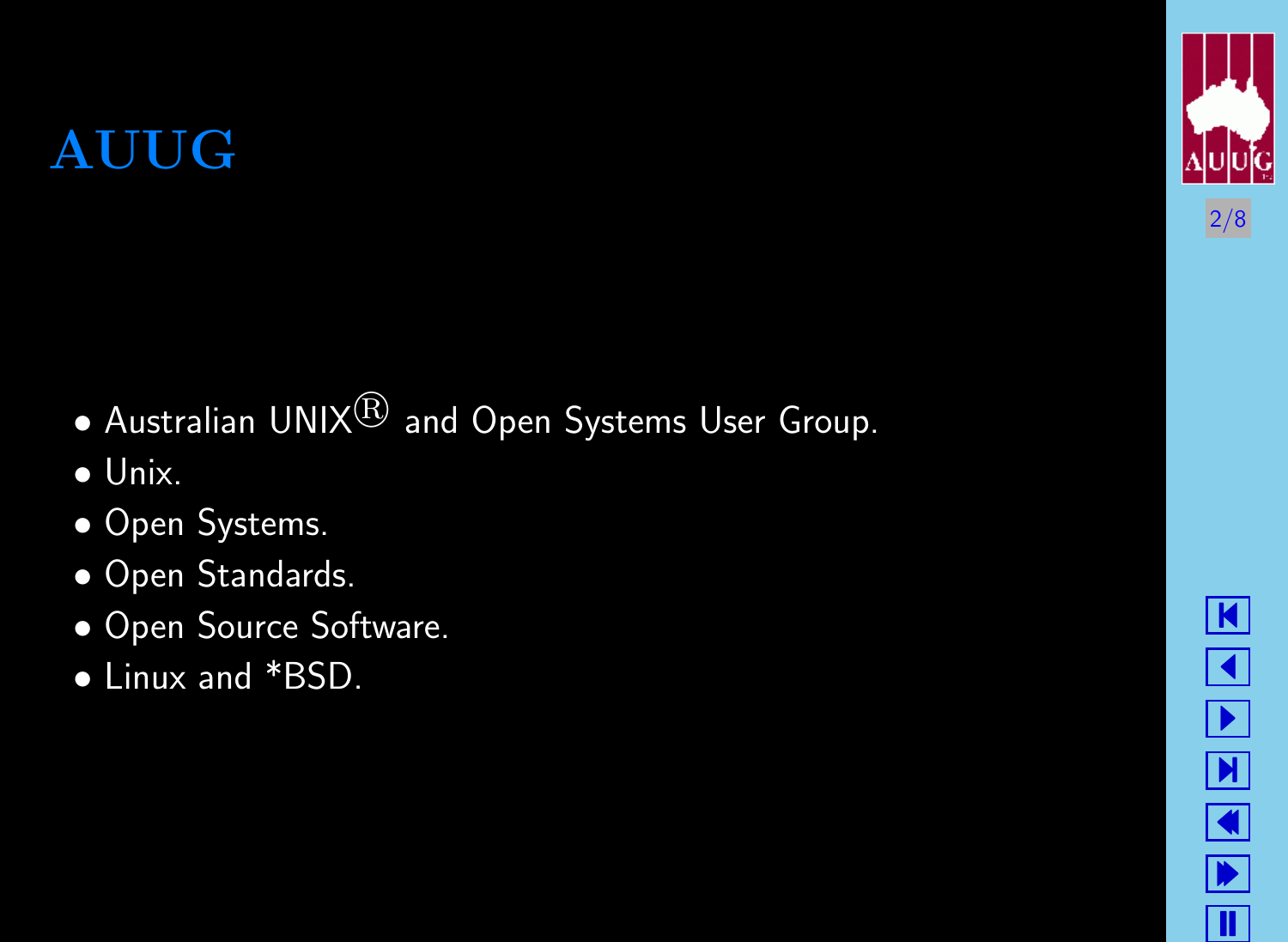# AUUG

- Australian UNIX® and Open Systems User Group.
- Unix.
- Open Systems.
- Open Standards.
- Open Source Software.
- Linux and *BSD.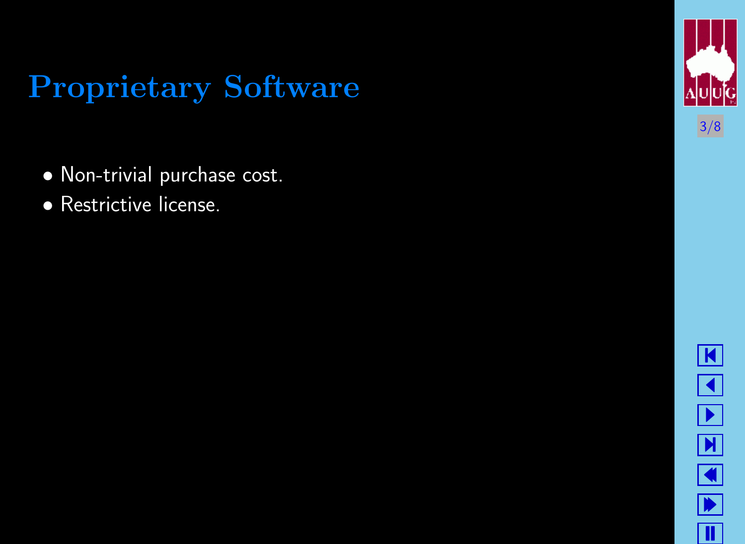# Proprietary Software

- Non-trivial purchase cost.
- Restrictive license.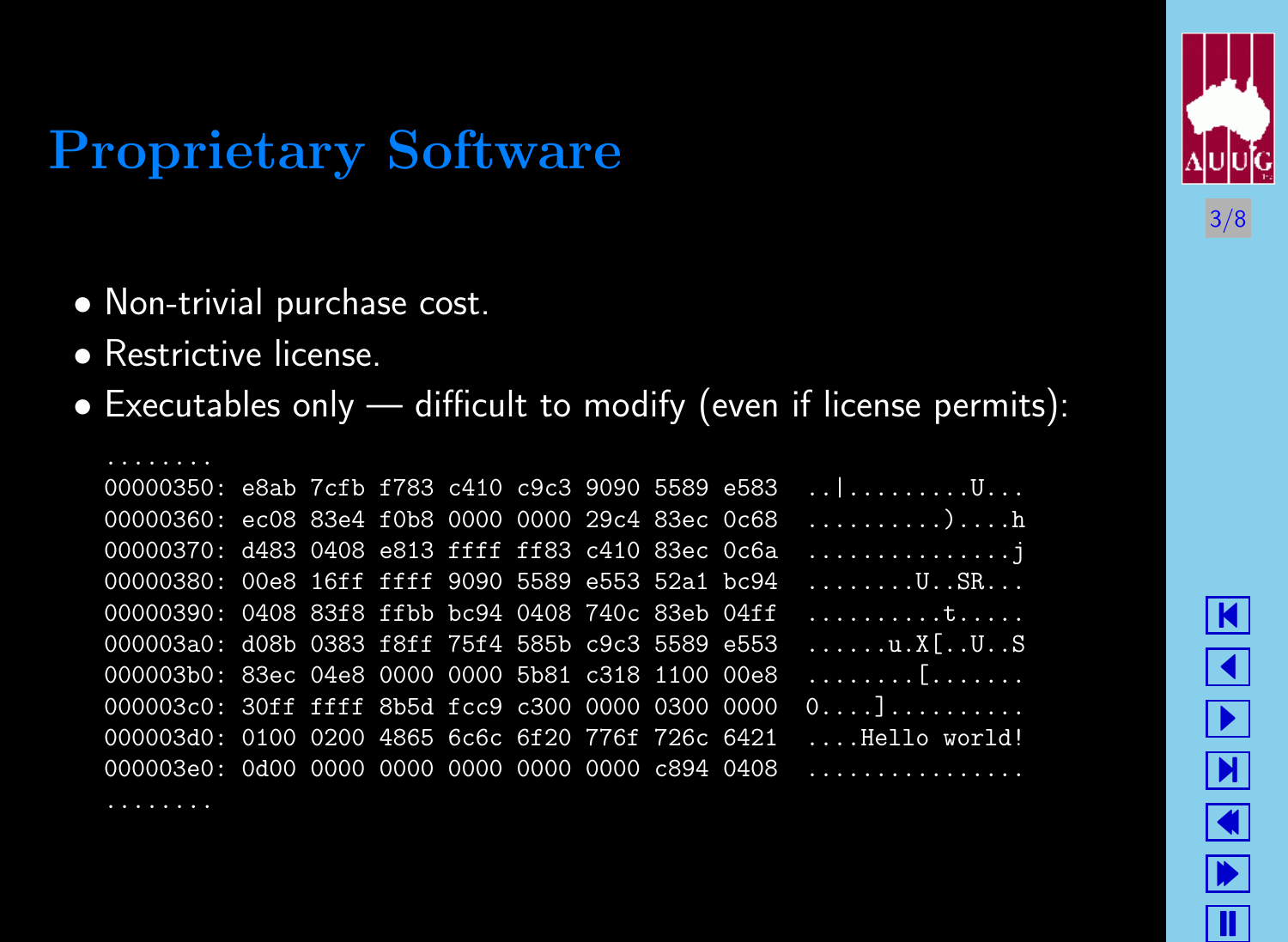# Proprietary Software

- Non-trivial purchase cost.
- Restrictive license.
- Executables only — difficult to modify (even if license permits):

```
........
00000350: e8ab 7cfb f783 c410 c9c3 9090 5589 e583  ..|.........U...
00000360: ec08 83e4 f0b8 0000 0000 29c4 83ec 0c68  ..........)....h
00000370: d483 0408 e813 ffff ff83 c410 83ec 0c6a  ...............j
00000380: 00e8 16ff ffff 9090 5589 e553 52a1 bc94  ........U..SR...
00000390: 0408 83f8 ffbb bc94 0408 740c 83eb 04ff  ..........t.....
000003a0: d08b 0383 f8ff 75f4 585b c9c3 5589 e553  ......u.X[..U..S
000003b0: 83ec 04e8 0000 0000 5b81 c318 1100 00e8  ........[.......
000003c0: 30ff ffff 8b5d fcc9 c300 0000 0300 0000  0....]..........
000003d0: 0100 0200 4865 6c6c 6f20 776f 726c 6421  ....Hello world!
000003e0: 0d00 0000 0000 0000 0000 0000 c894 0408  ................
........
```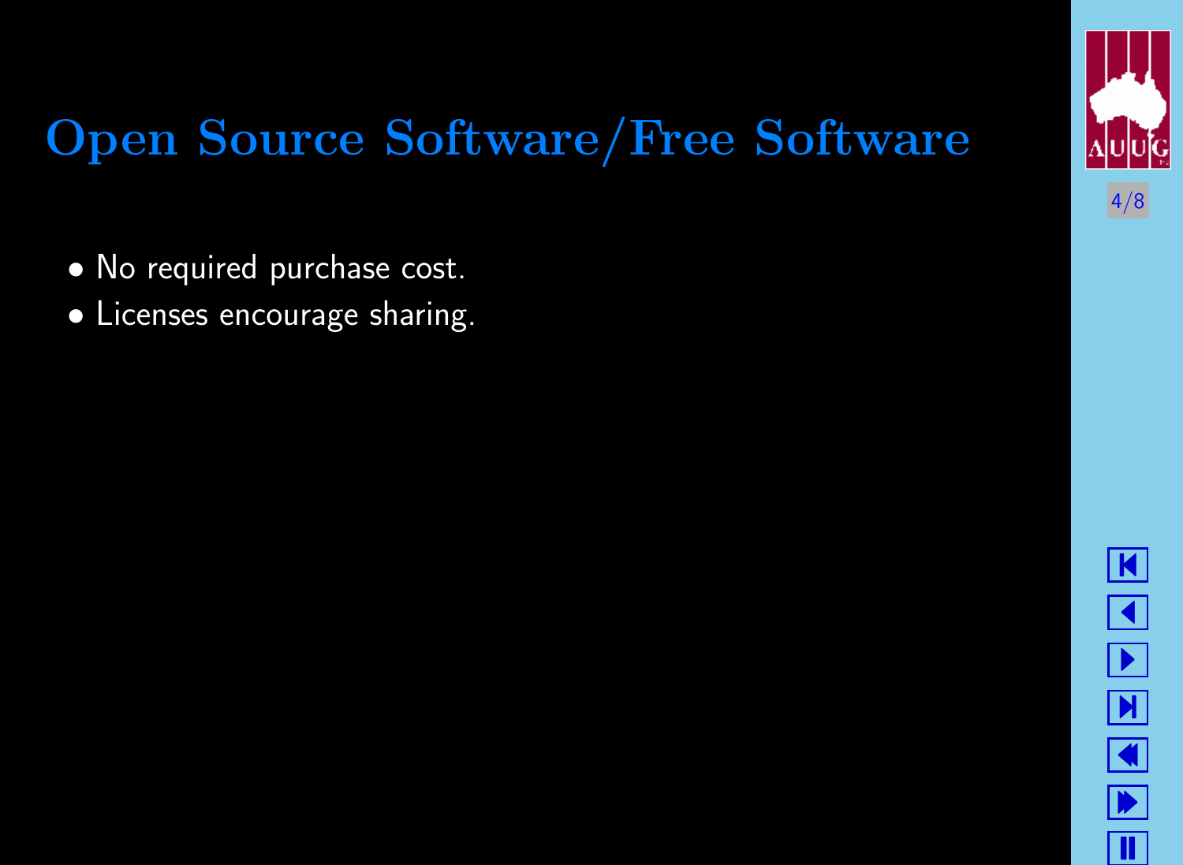# Open Source Software/Free Software

- No required purchase cost.
- Licenses encourage sharing.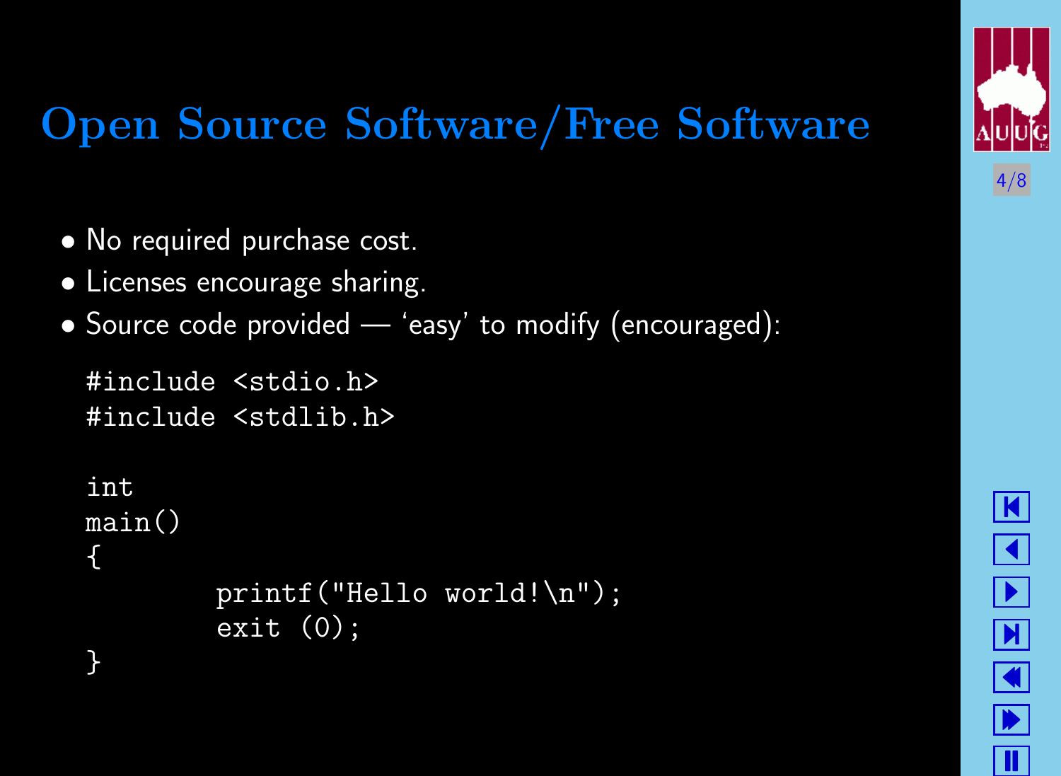# Open Source Software/Free Software

- No required purchase cost.
- Licenses encourage sharing.
- Source code provided — 'easy' to modify (encouraged):

```
#include <stdio.h>
#include <stdlib.h>

int
main()
{
        printf("Hello world!\n");
        exit (0);
}
```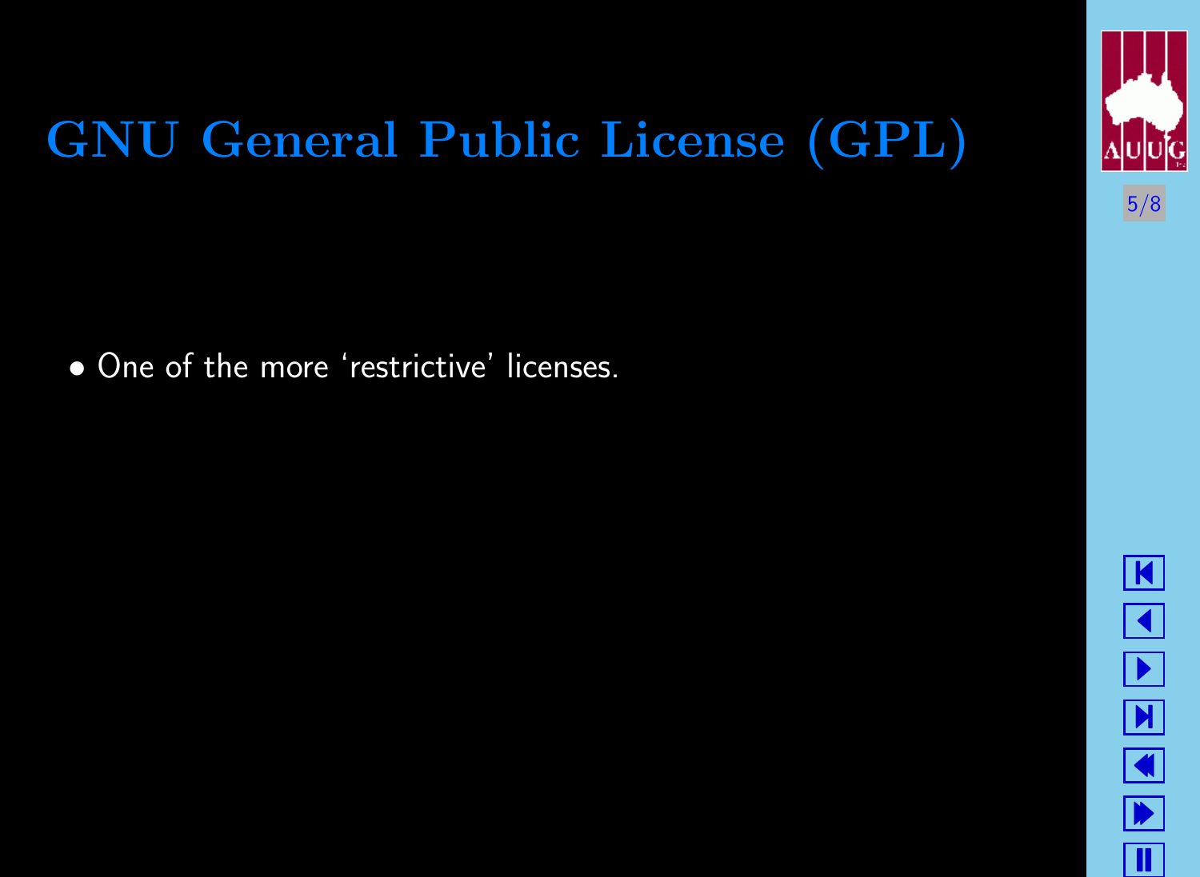# GNU General Public License (GPL)

- One of the more 'restrictive' licenses.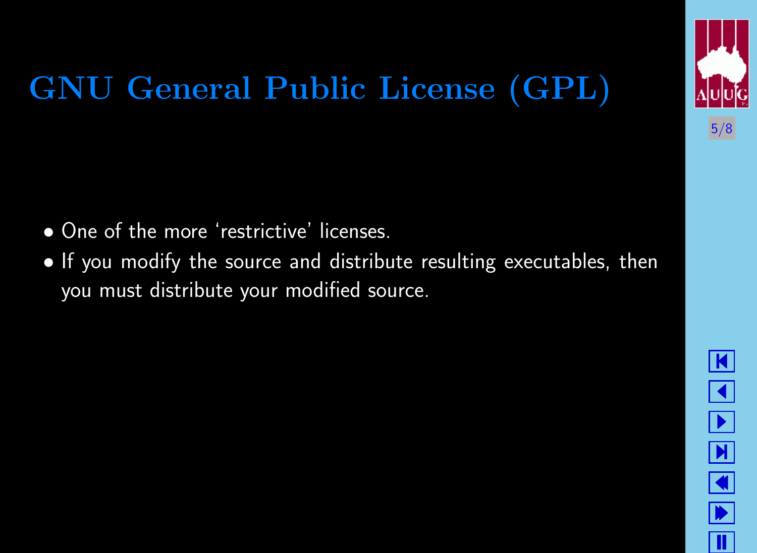# GNU General Public License (GPL)

- One of the more 'restrictive' licenses.
- If you modify the source and distribute resulting executables, then you must distribute your modified source.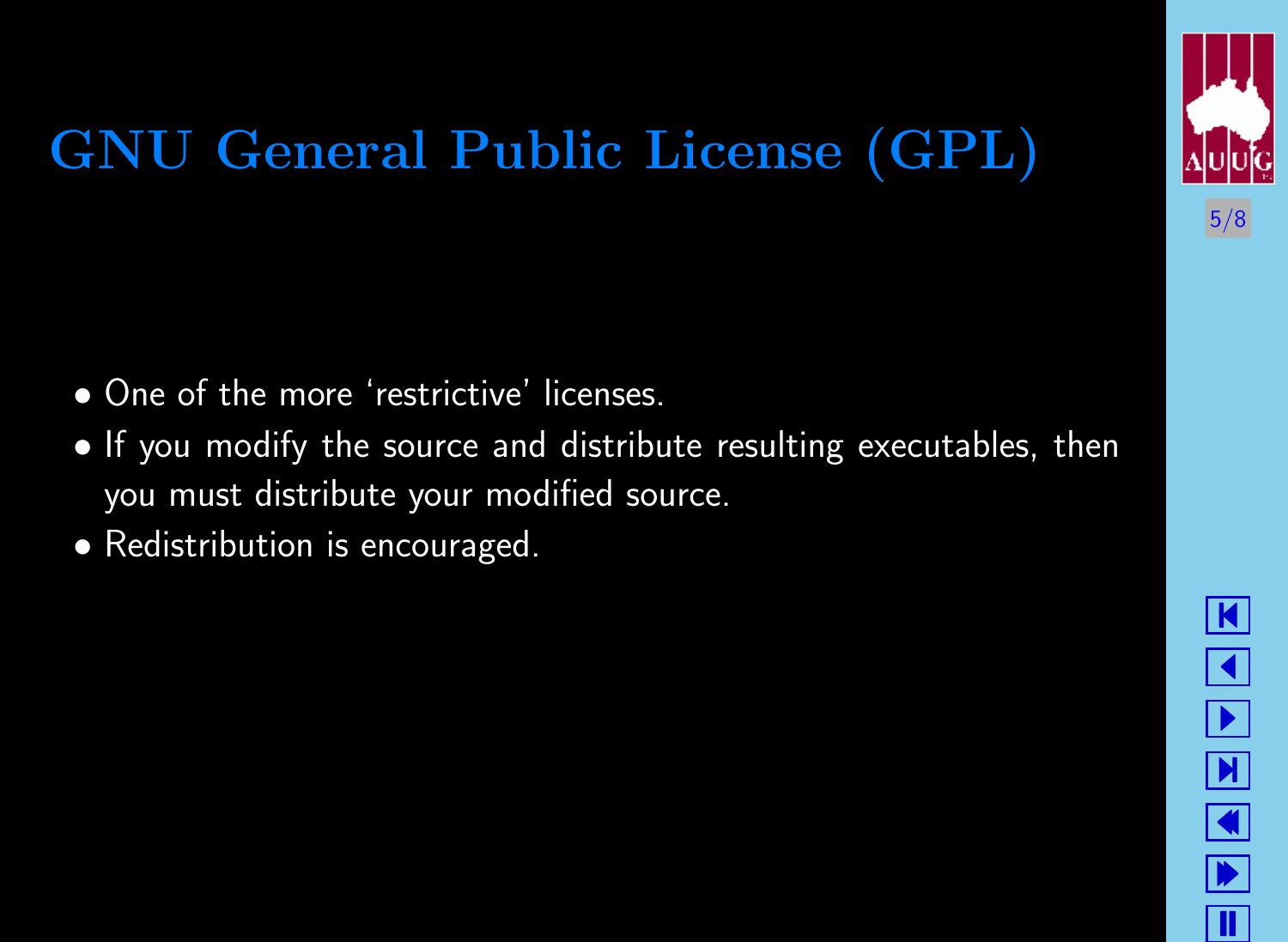# GNU General Public License (GPL)

- One of the more 'restrictive' licenses.
- If you modify the source and distribute resulting executables, then you must distribute your modified source.
- Redistribution is encouraged.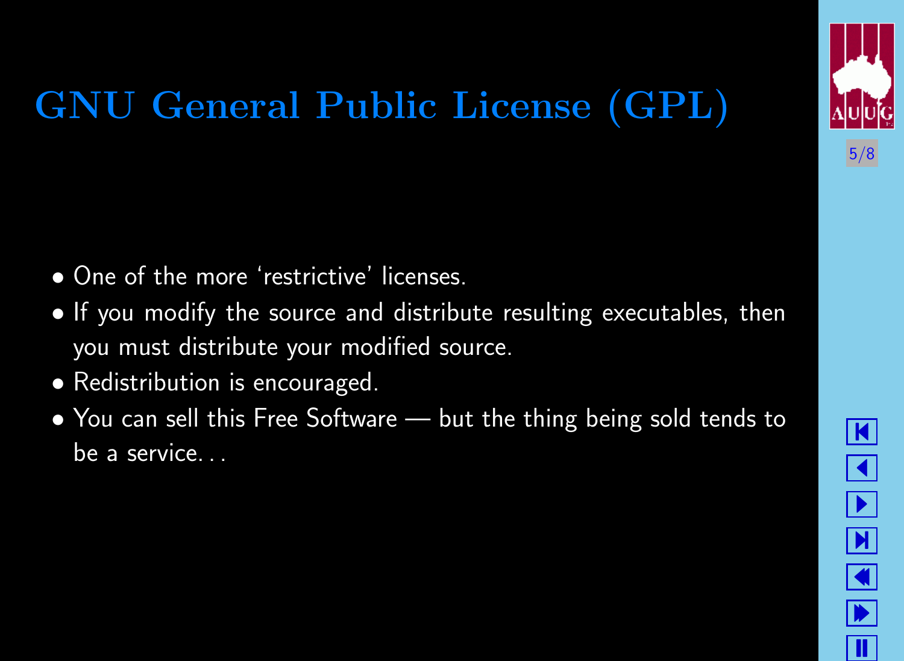# GNU General Public License (GPL)

- One of the more 'restrictive' licenses.
- If you modify the source and distribute resulting executables, then you must distribute your modified source.
- Redistribution is encouraged.
- You can sell this Free Software — but the thing being sold tends to be a service. . .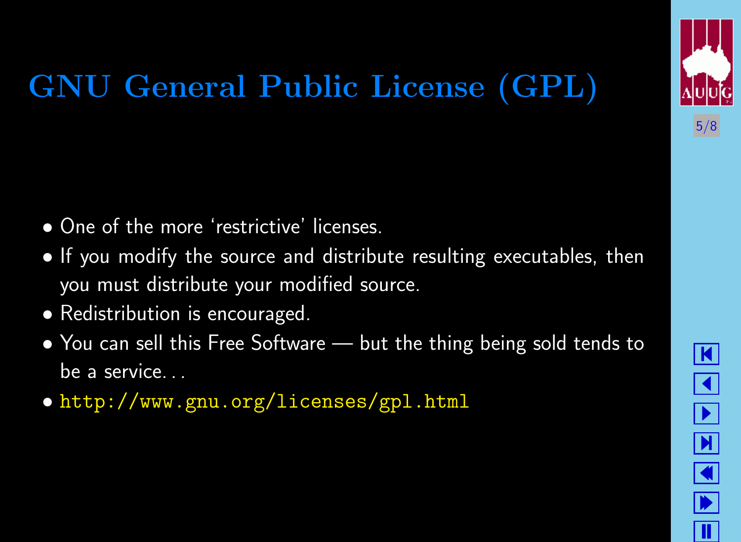# GNU General Public License (GPL)

- One of the more 'restrictive' licenses.
- If you modify the source and distribute resulting executables, then you must distribute your modified source.
- Redistribution is encouraged.
- You can sell this Free Software — but the thing being sold tends to be a service. . .
- http://www.gnu.org/licenses/gpl.html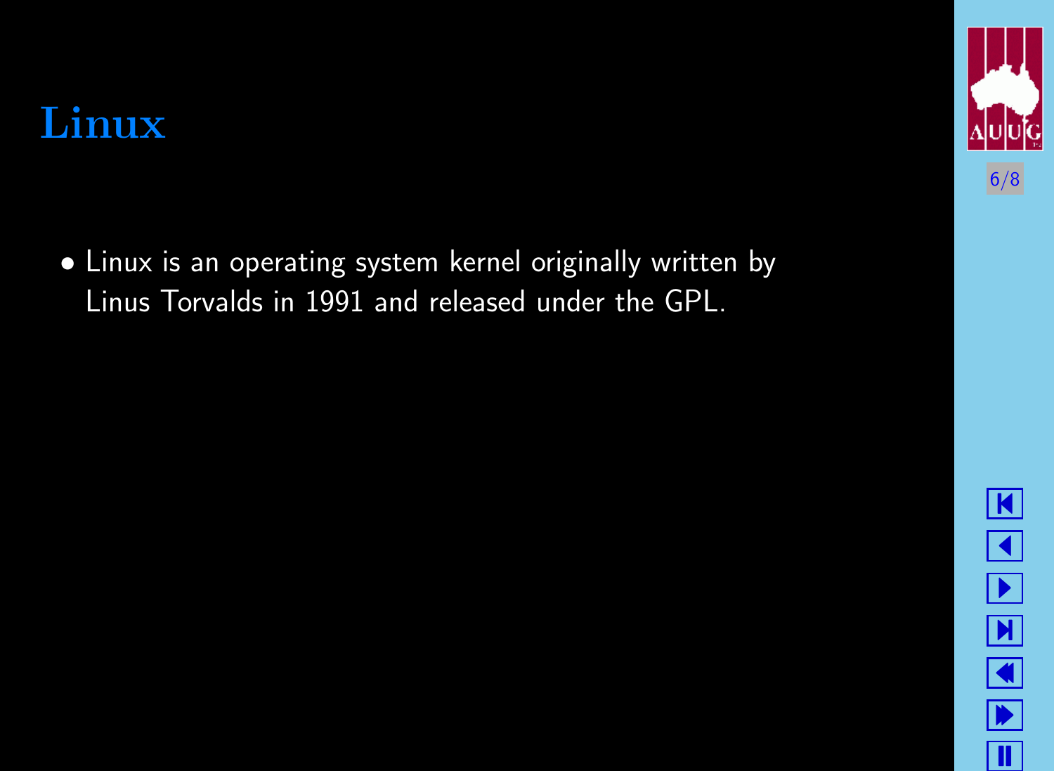# Linux

- Linux is an operating system kernel originally written by Linus Torvalds in 1991 and released under the GPL.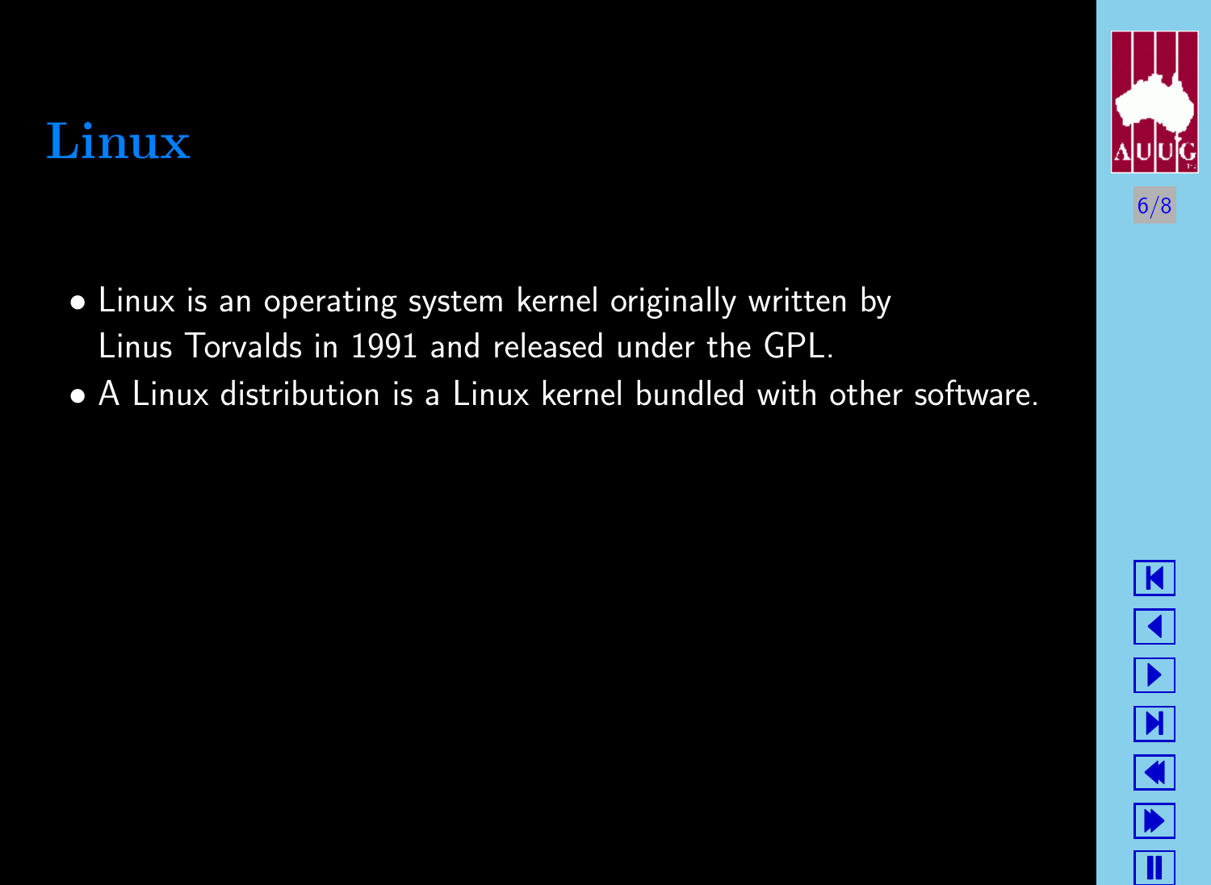# Linux

- Linux is an operating system kernel originally written by Linus Torvalds in 1991 and released under the GPL.
- A Linux distribution is a Linux kernel bundled with other software.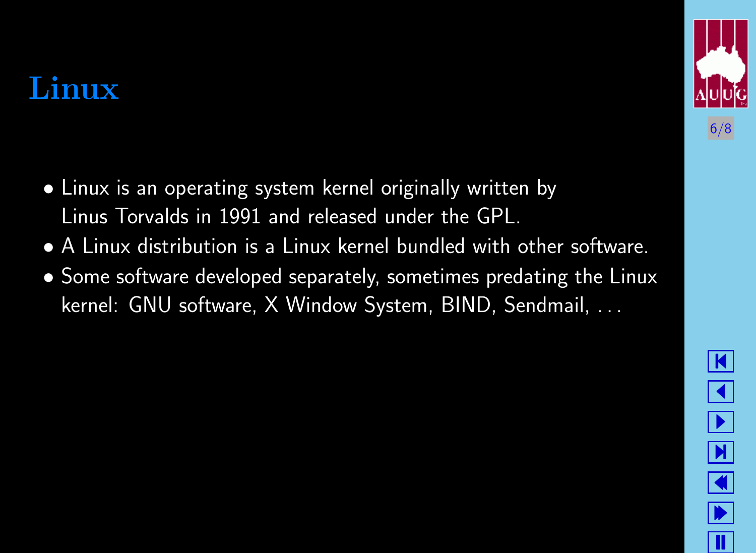# Linux

- Linux is an operating system kernel originally written by Linus Torvalds in 1991 and released under the GPL.
- A Linux distribution is a Linux kernel bundled with other software.
- Some software developed separately, sometimes predating the Linux kernel: GNU software, X Window System, BIND, Sendmail, ...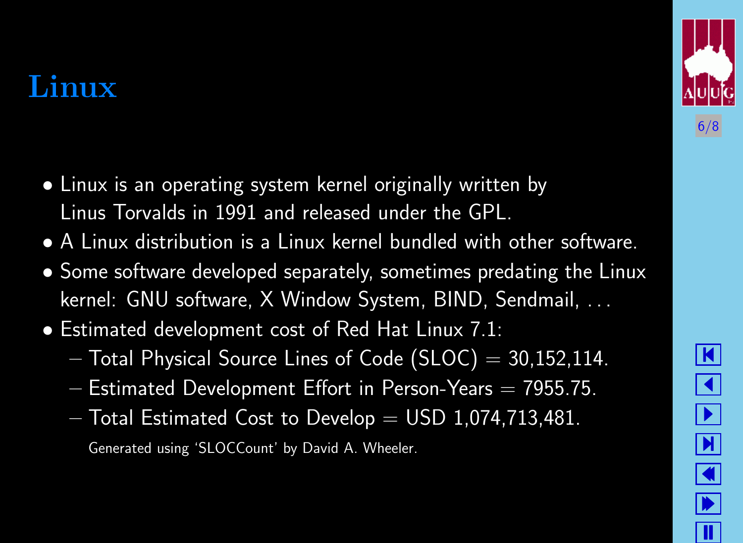# Linux

- Linux is an operating system kernel originally written by Linus Torvalds in 1991 and released under the GPL.
- A Linux distribution is a Linux kernel bundled with other software.
- Some software developed separately, sometimes predating the Linux kernel: GNU software, X Window System, BIND, Sendmail, ...
- Estimated development cost of Red Hat Linux 7.1:
  - Total Physical Source Lines of Code (SLOC) = 30,152,114.
  - Estimated Development Effort in Person-Years = 7955.75.
  - Total Estimated Cost to Develop = USD 1,074,713,481.

  Generated using 'SLOCCount' by David A. Wheeler.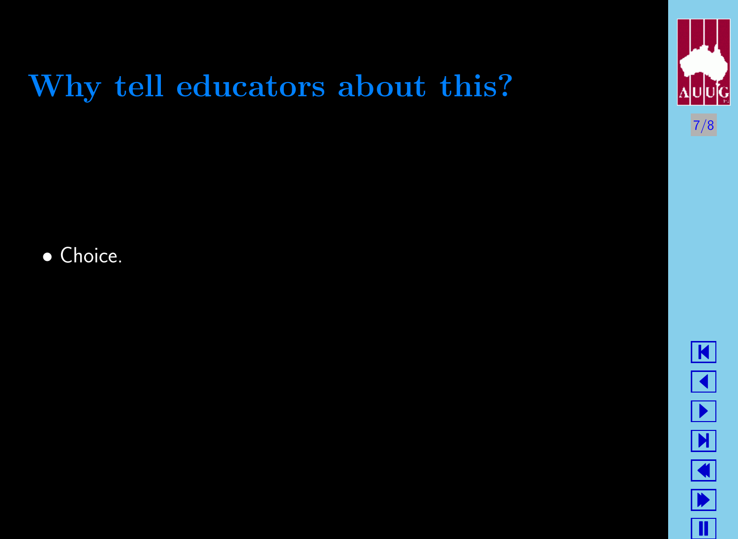# Why tell educators about this?

- Choice.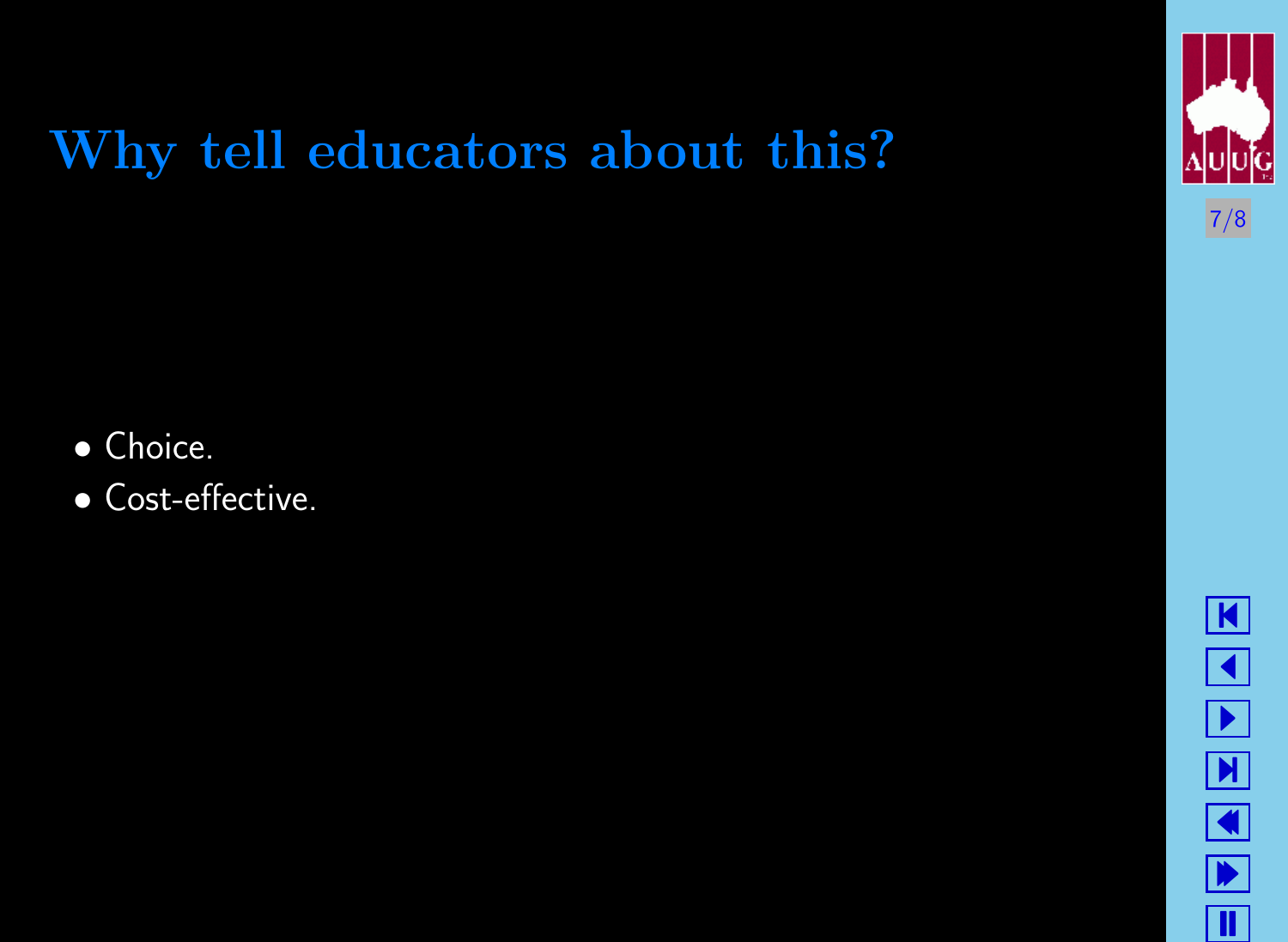# Why tell educators about this?

- Choice.
- Cost-effective.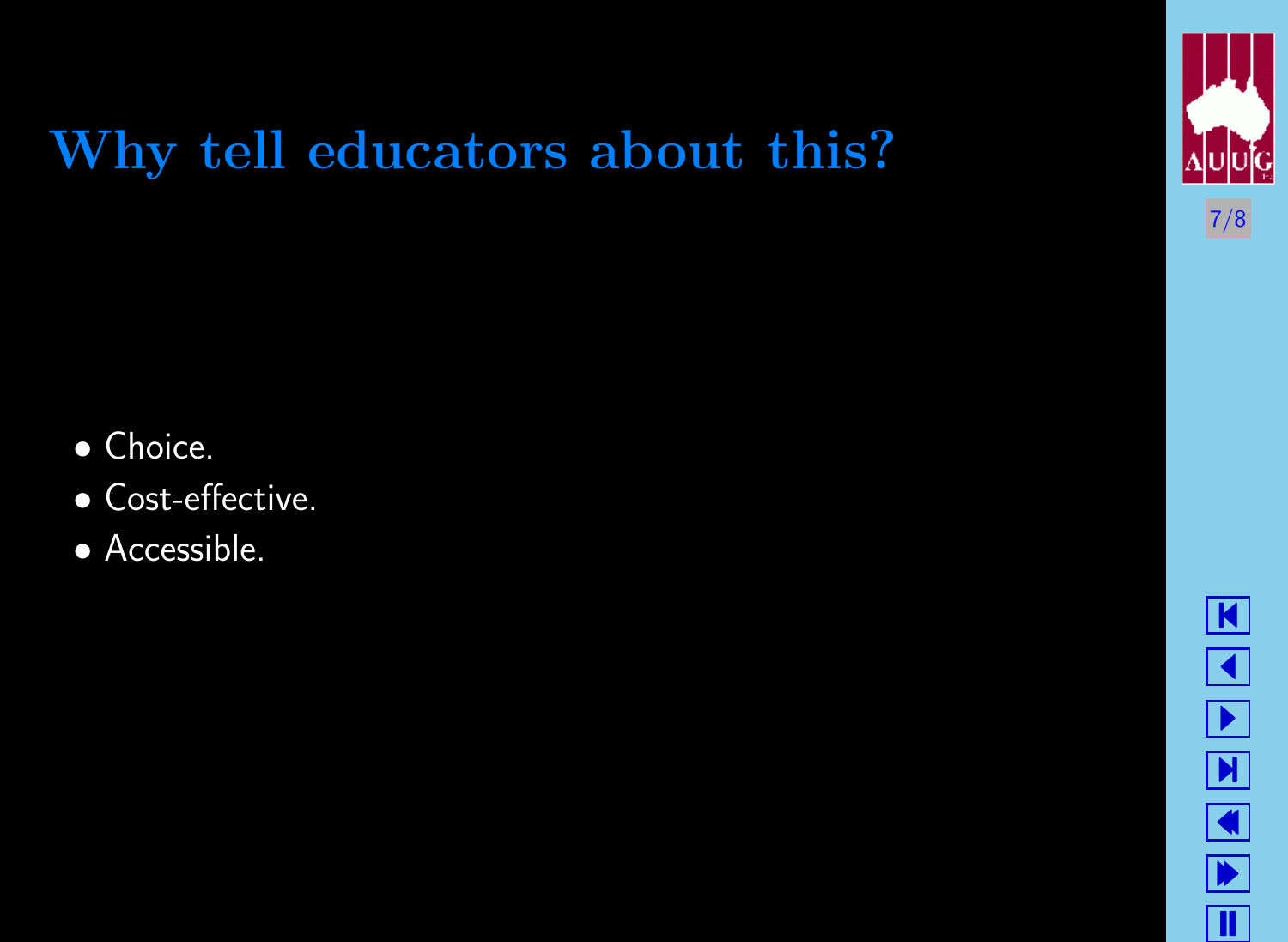# Why tell educators about this?

- Choice.
- Cost-effective.
- Accessible.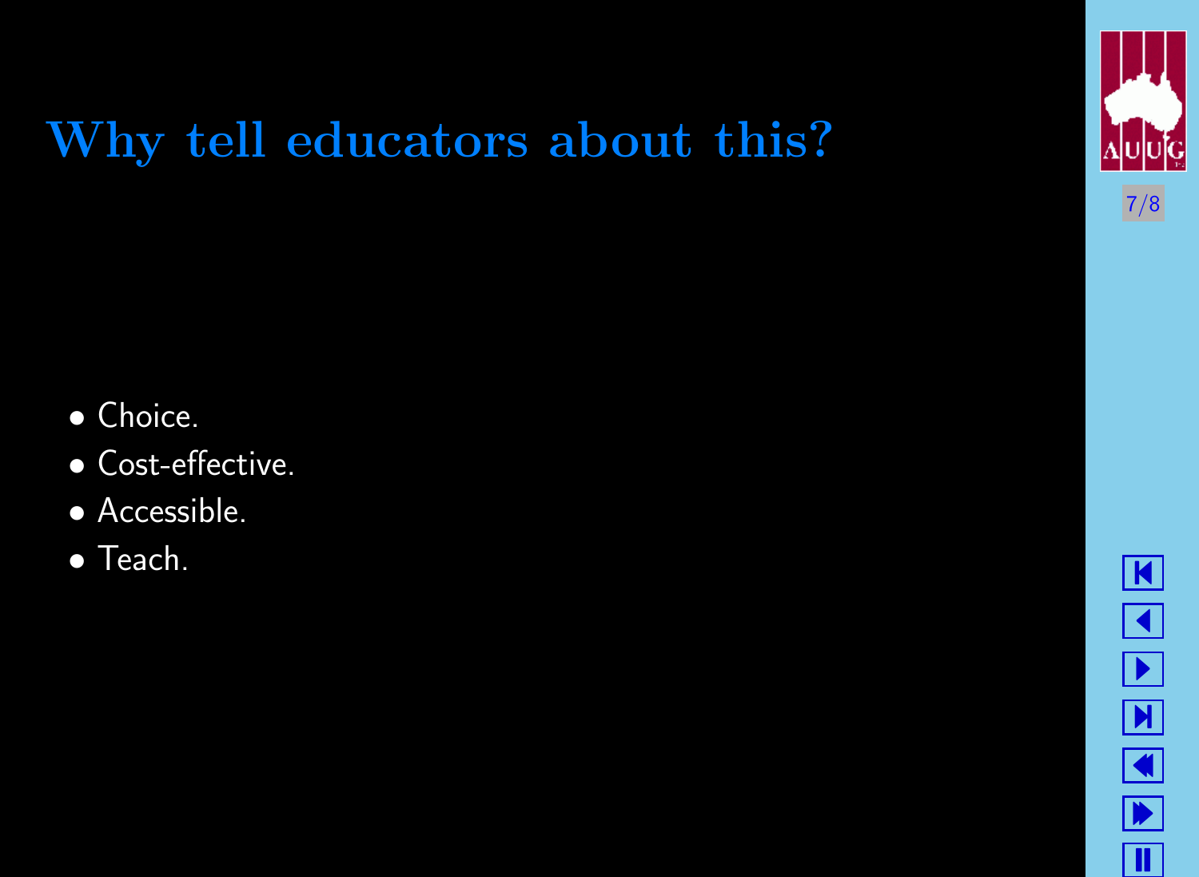# Why tell educators about this?

- Choice.
- Cost-effective.
- Accessible.
- Teach.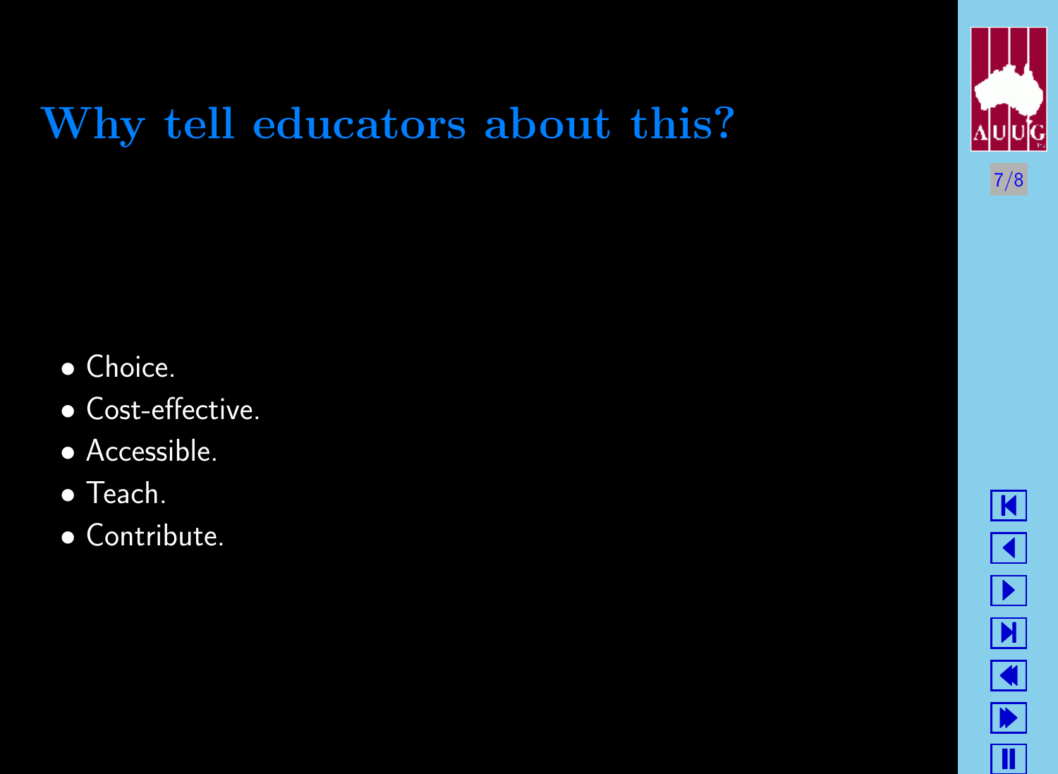# Why tell educators about this?

- Choice.
- Cost-effective.
- Accessible.
- Teach.
- Contribute.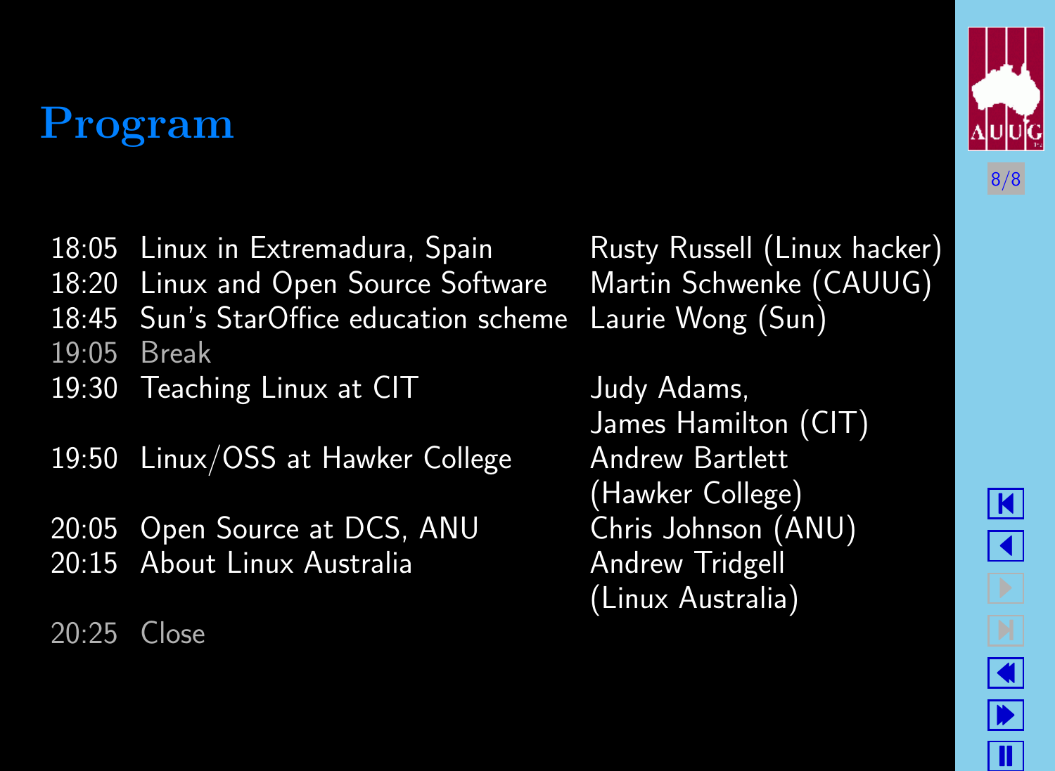# Program

| | | |
|---|---|---|
| 18:05 | Linux in Extremadura, Spain | Rusty Russell (Linux hacker) |
| 18:20 | Linux and Open Source Software | Martin Schwenke (CAUUG) |
| 18:45 | Sun's StarOffice education scheme | Laurie Wong (Sun) |
| 19:05 | Break | |
| 19:30 | Teaching Linux at CIT | Judy Adams, James Hamilton (CIT) |
| 19:50 | Linux/OSS at Hawker College | Andrew Bartlett (Hawker College) |
| 20:05 | Open Source at DCS, ANU | Chris Johnson (ANU) |
| 20:15 | About Linux Australia | Andrew Tridgell (Linux Australia) |
| 20:25 | Close | |